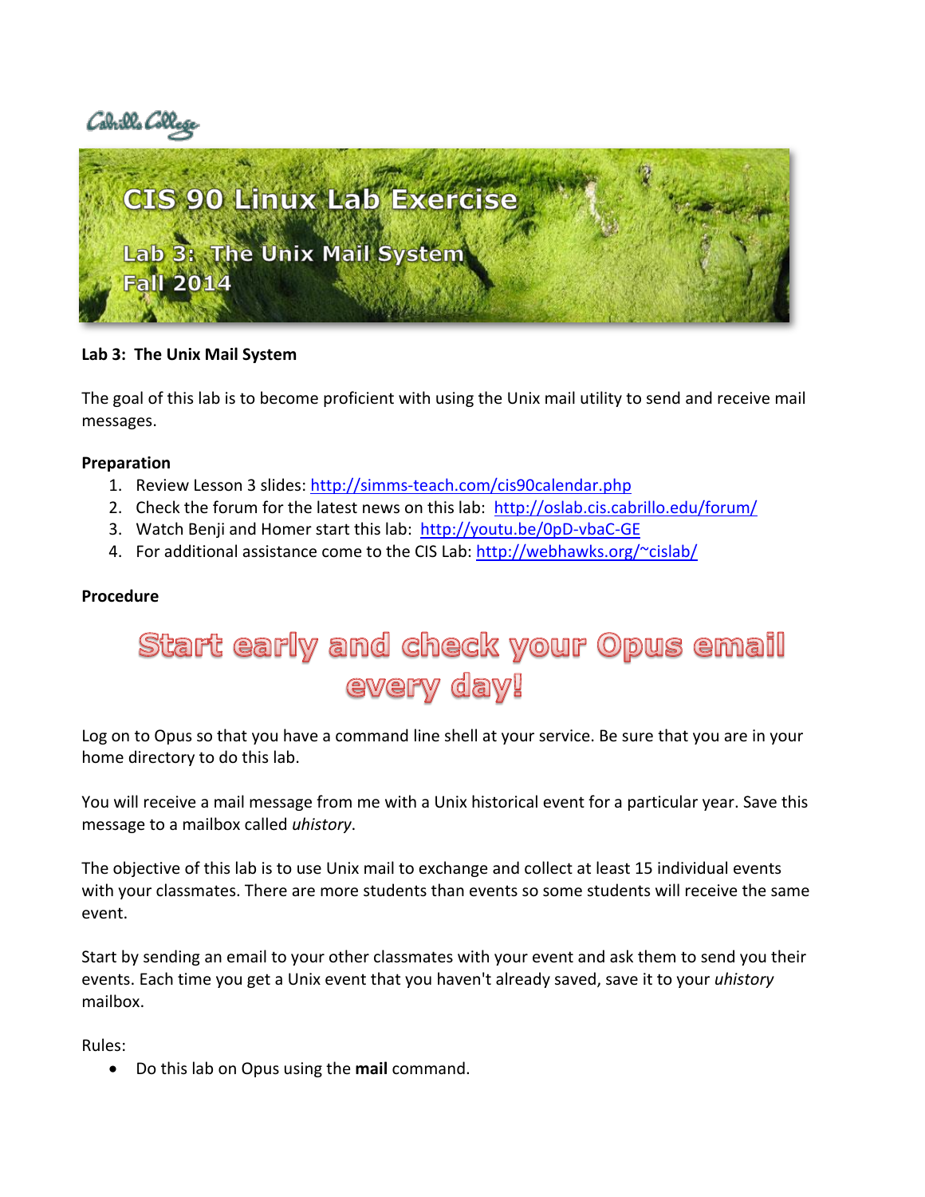Cabrillo College

# CIS 90 Linux Lab Exercise

## Lab 3: The Unix Mail System
## Fall 2014

**Lab 3: The Unix Mail System**

The goal of this lab is to become proficient with using the Unix mail utility to send and receive mail messages.

**Preparation**

1. Review Lesson 3 slides: http://simms-teach.com/cis90calendar.php
2. Check the forum for the latest news on this lab: http://oslab.cis.cabrillo.edu/forum/
3. Watch Benji and Homer start this lab: http://youtu.be/0pD-vbaC-GE
4. For additional assistance come to the CIS Lab: http://webhawks.org/~cislab/

**Procedure**

**Start early and check your Opus email every day!**

Log on to Opus so that you have a command line shell at your service. Be sure that you are in your home directory to do this lab.

You will receive a mail message from me with a Unix historical event for a particular year. Save this message to a mailbox called *uhistory*.

The objective of this lab is to use Unix mail to exchange and collect at least 15 individual events with your classmates. There are more students than events so some students will receive the same event.

Start by sending an email to your other classmates with your event and ask them to send you their events. Each time you get a Unix event that you haven't already saved, save it to your *uhistory* mailbox.

Rules:

- Do this lab on Opus using the **mail** command.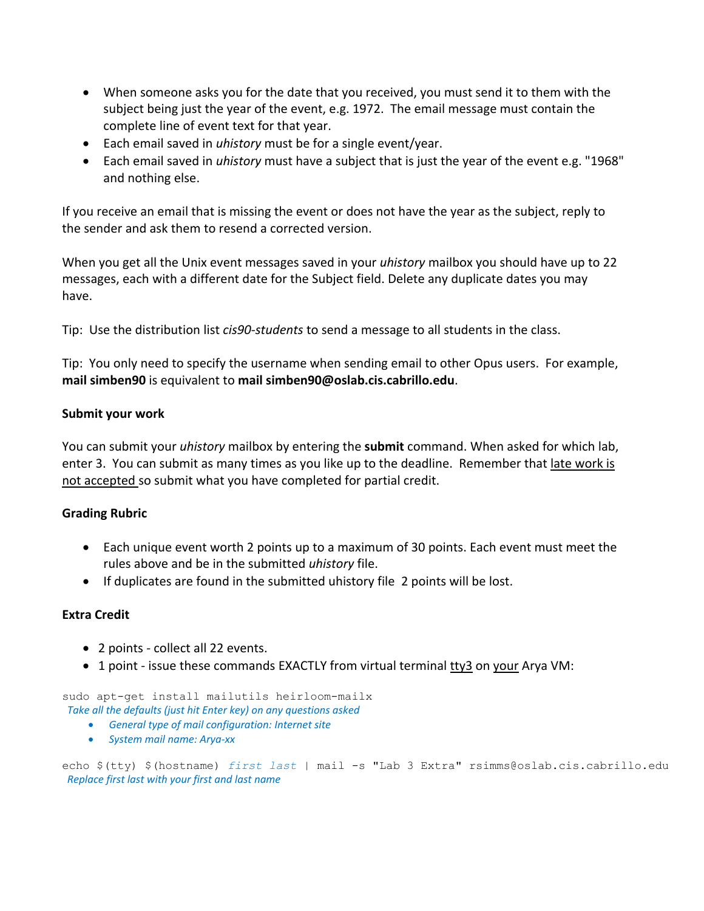- When someone asks you for the date that you received, you must send it to them with the subject being just the year of the event, e.g. 1972. The email message must contain the complete line of event text for that year.
- Each email saved in *uhistory* must be for a single event/year.
- Each email saved in *uhistory* must have a subject that is just the year of the event e.g. "1968" and nothing else.

If you receive an email that is missing the event or does not have the year as the subject, reply to the sender and ask them to resend a corrected version.

When you get all the Unix event messages saved in your *uhistory* mailbox you should have up to 22 messages, each with a different date for the Subject field. Delete any duplicate dates you may have.

Tip: Use the distribution list *cis90-students* to send a message to all students in the class.

Tip: You only need to specify the username when sending email to other Opus users. For example, **mail simben90** is equivalent to **mail simben90@oslab.cis.cabrillo.edu**.

**Submit your work**

You can submit your *uhistory* mailbox by entering the **submit** command. When asked for which lab, enter 3. You can submit as many times as you like up to the deadline. Remember that late work is not accepted so submit what you have completed for partial credit.

**Grading Rubric**

- Each unique event worth 2 points up to a maximum of 30 points. Each event must meet the rules above and be in the submitted *uhistory* file.
- If duplicates are found in the submitted uhistory file 2 points will be lost.

**Extra Credit**

- 2 points - collect all 22 events.
- 1 point - issue these commands EXACTLY from virtual terminal tty3 on your Arya VM:

```
sudo apt-get install mailutils heirloom-mailx
```

*Take all the defaults (just hit Enter key) on any questions asked*

- *General type of mail configuration: Internet site*
- *System mail name: Arya-xx*

```
echo $(tty) $(hostname) first last | mail -s "Lab 3 Extra" rsimms@oslab.cis.cabrillo.edu
```

*Replace first last with your first and last name*